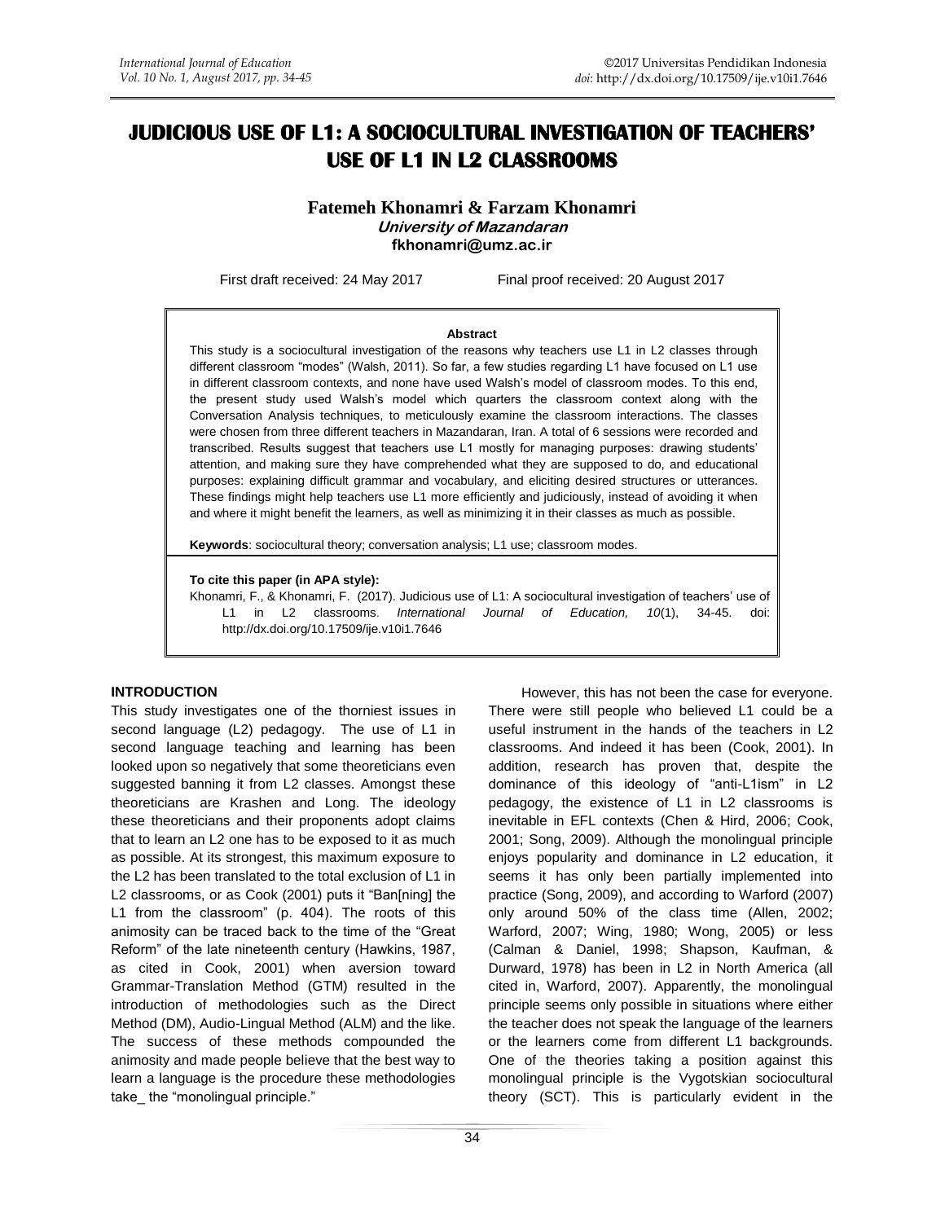# JUDICIOUS USE OF L1: A SOCIOCULTURAL INVESTIGATION OF TEACHERS' USE OF L1 IN L2 CLASSROOMS

**Fatemeh Khonamri & Farzam Khonamri**
***University of Mazandaran***
**fkhonamri@umz.ac.ir**

First draft received: 24 May 2017 Final proof received: 20 August 2017

**Abstract**

This study is a sociocultural investigation of the reasons why teachers use L1 in L2 classes through different classroom "modes" (Walsh, 2011). So far, a few studies regarding L1 have focused on L1 use in different classroom contexts, and none have used Walsh's model of classroom modes. To this end, the present study used Walsh's model which quarters the classroom context along with the Conversation Analysis techniques, to meticulously examine the classroom interactions. The classes were chosen from three different teachers in Mazandaran, Iran. A total of 6 sessions were recorded and transcribed. Results suggest that teachers use L1 mostly for managing purposes: drawing students' attention, and making sure they have comprehended what they are supposed to do, and educational purposes: explaining difficult grammar and vocabulary, and eliciting desired structures or utterances. These findings might help teachers use L1 more efficiently and judiciously, instead of avoiding it when and where it might benefit the learners, as well as minimizing it in their classes as much as possible.

**Keywords**: sociocultural theory; conversation analysis; L1 use; classroom modes.

**To cite this paper (in APA style):**
Khonamri, F., & Khonamri, F. (2017). Judicious use of L1: A sociocultural investigation of teachers' use of L1 in L2 classrooms. *International Journal of Education, 10*(1), 34-45. doi: http://dx.doi.org/10.17509/ije.v10i1.7646

## INTRODUCTION

This study investigates one of the thorniest issues in second language (L2) pedagogy. The use of L1 in second language teaching and learning has been looked upon so negatively that some theoreticians even suggested banning it from L2 classes. Amongst these theoreticians are Krashen and Long. The ideology these theoreticians and their proponents adopt claims that to learn an L2 one has to be exposed to it as much as possible. At its strongest, this maximum exposure to the L2 has been translated to the total exclusion of L1 in L2 classrooms, or as Cook (2001) puts it "Ban[ning] the L1 from the classroom" (p. 404). The roots of this animosity can be traced back to the time of the "Great Reform" of the late nineteenth century (Hawkins, 1987, as cited in Cook, 2001) when aversion toward Grammar-Translation Method (GTM) resulted in the introduction of methodologies such as the Direct Method (DM), Audio-Lingual Method (ALM) and the like. The success of these methods compounded the animosity and made people believe that the best way to learn a language is the procedure these methodologies take_ the "monolingual principle."

However, this has not been the case for everyone. There were still people who believed L1 could be a useful instrument in the hands of the teachers in L2 classrooms. And indeed it has been (Cook, 2001). In addition, research has proven that, despite the dominance of this ideology of "anti-L1ism" in L2 pedagogy, the existence of L1 in L2 classrooms is inevitable in EFL contexts (Chen & Hird, 2006; Cook, 2001; Song, 2009). Although the monolingual principle enjoys popularity and dominance in L2 education, it seems it has only been partially implemented into practice (Song, 2009), and according to Warford (2007) only around 50% of the class time (Allen, 2002; Warford, 2007; Wing, 1980; Wong, 2005) or less (Calman & Daniel, 1998; Shapson, Kaufman, & Durward, 1978) has been in L2 in North America (all cited in, Warford, 2007). Apparently, the monolingual principle seems only possible in situations where either the teacher does not speak the language of the learners or the learners come from different L1 backgrounds. One of the theories taking a position against this monolingual principle is the Vygotskian sociocultural theory (SCT). This is particularly evident in the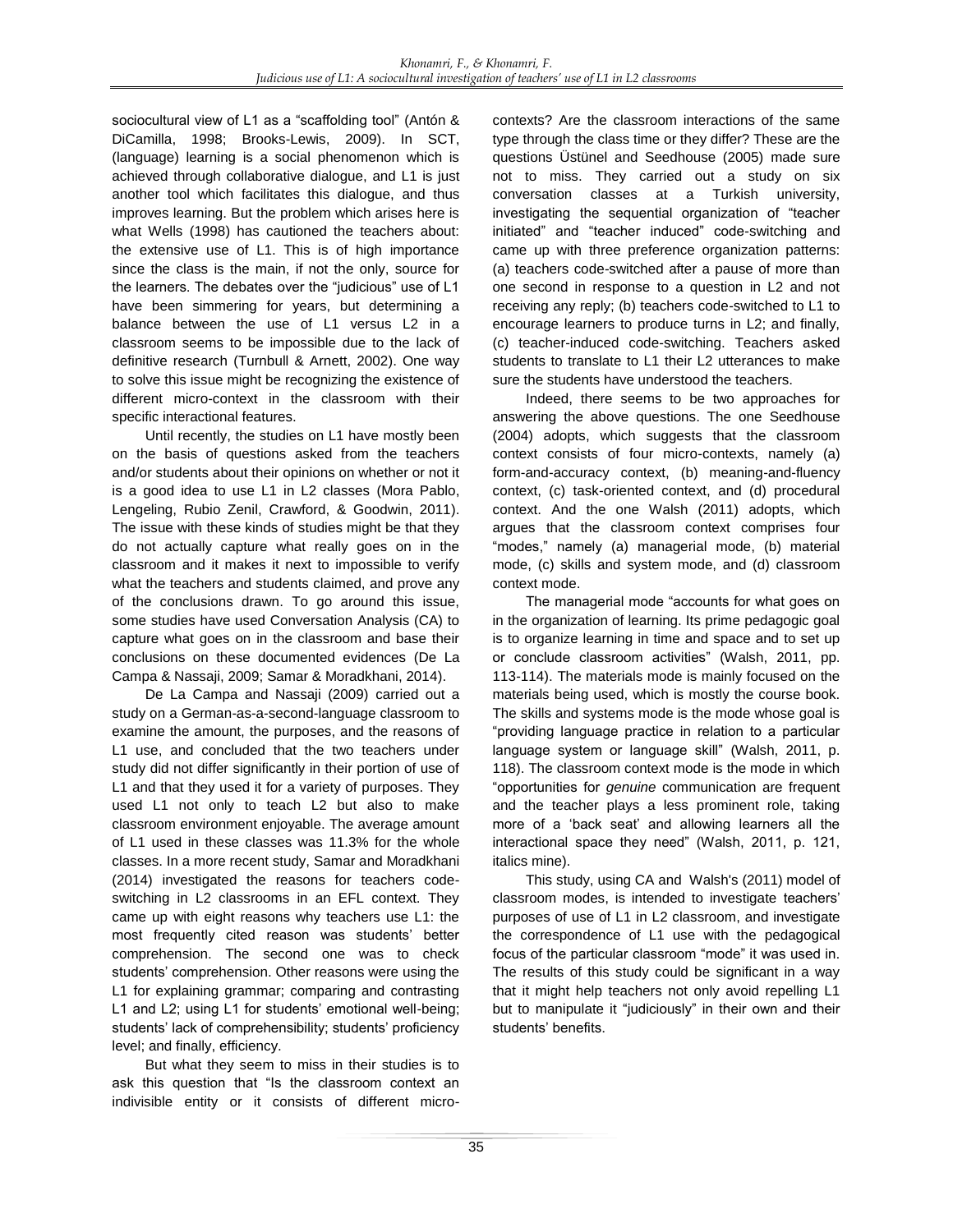sociocultural view of L1 as a “scaffolding tool” (Antón & DiCamilla, 1998; Brooks-Lewis, 2009). In SCT, (language) learning is a social phenomenon which is achieved through collaborative dialogue, and L1 is just another tool which facilitates this dialogue, and thus improves learning. But the problem which arises here is what Wells (1998) has cautioned the teachers about: the extensive use of L1. This is of high importance since the class is the main, if not the only, source for the learners. The debates over the “judicious” use of L1 have been simmering for years, but determining a balance between the use of L1 versus L2 in a classroom seems to be impossible due to the lack of definitive research (Turnbull & Arnett, 2002). One way to solve this issue might be recognizing the existence of different micro-context in the classroom with their specific interactional features.

Until recently, the studies on L1 have mostly been on the basis of questions asked from the teachers and/or students about their opinions on whether or not it is a good idea to use L1 in L2 classes (Mora Pablo, Lengeling, Rubio Zenil, Crawford, & Goodwin, 2011). The issue with these kinds of studies might be that they do not actually capture what really goes on in the classroom and it makes it next to impossible to verify what the teachers and students claimed, and prove any of the conclusions drawn. To go around this issue, some studies have used Conversation Analysis (CA) to capture what goes on in the classroom and base their conclusions on these documented evidences (De La Campa & Nassaji, 2009; Samar & Moradkhani, 2014).

De La Campa and Nassaji (2009) carried out a study on a German-as-a-second-language classroom to examine the amount, the purposes, and the reasons of L1 use, and concluded that the two teachers under study did not differ significantly in their portion of use of L1 and that they used it for a variety of purposes. They used L1 not only to teach L2 but also to make classroom environment enjoyable. The average amount of L1 used in these classes was 11.3% for the whole classes. In a more recent study, Samar and Moradkhani (2014) investigated the reasons for teachers code-switching in L2 classrooms in an EFL context. They came up with eight reasons why teachers use L1: the most frequently cited reason was students' better comprehension. The second one was to check students' comprehension. Other reasons were using the L1 for explaining grammar; comparing and contrasting L1 and L2; using L1 for students' emotional well-being; students' lack of comprehensibility; students' proficiency level; and finally, efficiency.

But what they seem to miss in their studies is to ask this question that “Is the classroom context an indivisible entity or it consists of different micro-contexts? Are the classroom interactions of the same type through the class time or they differ? These are the questions Üstünel and Seedhouse (2005) made sure not to miss. They carried out a study on six conversation classes at a Turkish university, investigating the sequential organization of “teacher initiated” and “teacher induced” code-switching and came up with three preference organization patterns: (a) teachers code-switched after a pause of more than one second in response to a question in L2 and not receiving any reply; (b) teachers code-switched to L1 to encourage learners to produce turns in L2; and finally, (c) teacher-induced code-switching. Teachers asked students to translate to L1 their L2 utterances to make sure the students have understood the teachers.

Indeed, there seems to be two approaches for answering the above questions. The one Seedhouse (2004) adopts, which suggests that the classroom context consists of four micro-contexts, namely (a) form-and-accuracy context, (b) meaning-and-fluency context, (c) task-oriented context, and (d) procedural context. And the one Walsh (2011) adopts, which argues that the classroom context comprises four “modes,” namely (a) managerial mode, (b) material mode, (c) skills and system mode, and (d) classroom context mode.

The managerial mode “accounts for what goes on in the organization of learning. Its prime pedagogic goal is to organize learning in time and space and to set up or conclude classroom activities” (Walsh, 2011, pp. 113-114). The materials mode is mainly focused on the materials being used, which is mostly the course book. The skills and systems mode is the mode whose goal is “providing language practice in relation to a particular language system or language skill” (Walsh, 2011, p. 118). The classroom context mode is the mode in which “opportunities for *genuine* communication are frequent and the teacher plays a less prominent role, taking more of a ‘back seat’ and allowing learners all the interactional space they need” (Walsh, 2011, p. 121, italics mine).

This study, using CA and Walsh's (2011) model of classroom modes, is intended to investigate teachers' purposes of use of L1 in L2 classroom, and investigate the correspondence of L1 use with the pedagogical focus of the particular classroom “mode” it was used in. The results of this study could be significant in a way that it might help teachers not only avoid repelling L1 but to manipulate it “judiciously” in their own and their students' benefits.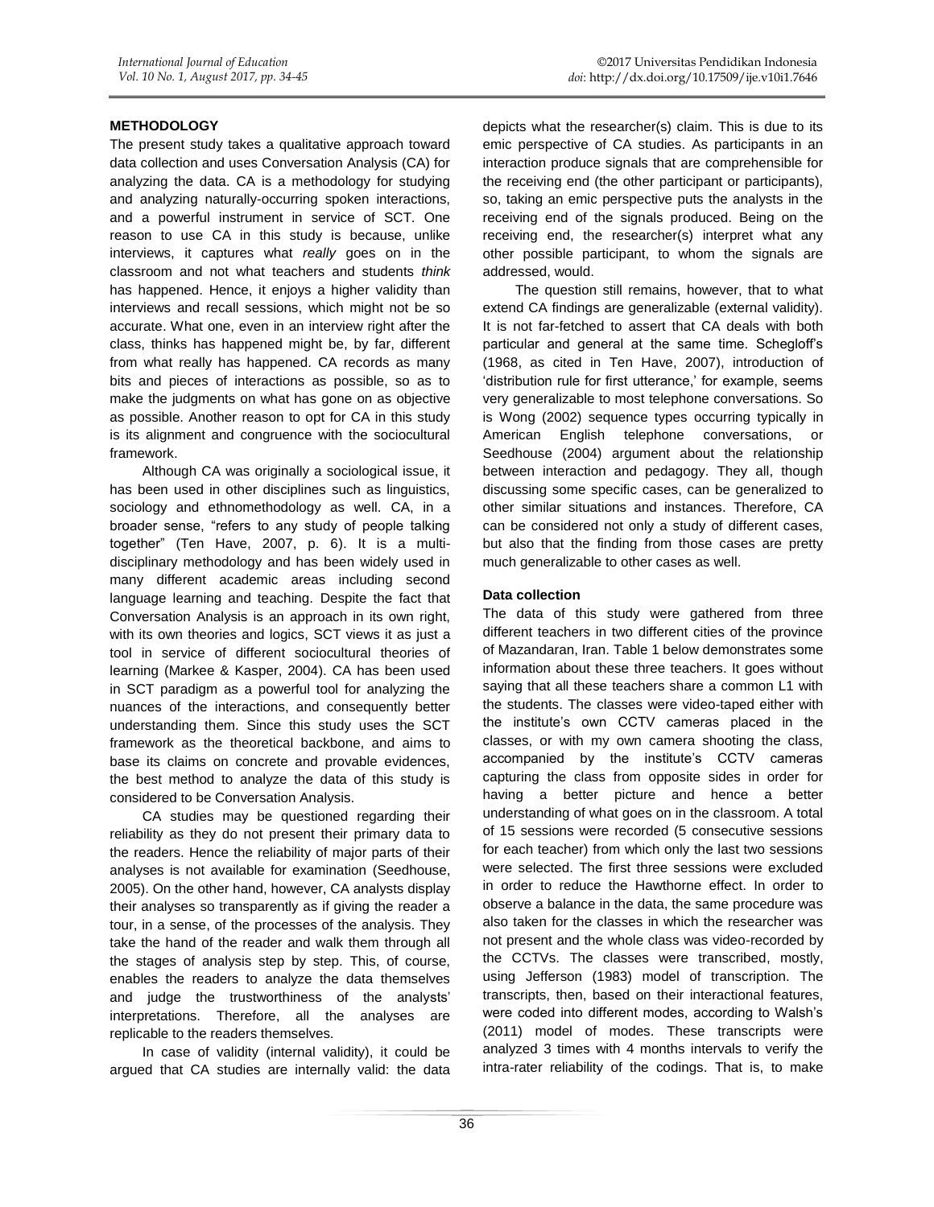## METHODOLOGY

The present study takes a qualitative approach toward data collection and uses Conversation Analysis (CA) for analyzing the data. CA is a methodology for studying and analyzing naturally-occurring spoken interactions, and a powerful instrument in service of SCT. One reason to use CA in this study is because, unlike interviews, it captures what *really* goes on in the classroom and not what teachers and students *think* has happened. Hence, it enjoys a higher validity than interviews and recall sessions, which might not be so accurate. What one, even in an interview right after the class, thinks has happened might be, by far, different from what really has happened. CA records as many bits and pieces of interactions as possible, so as to make the judgments on what has gone on as objective as possible. Another reason to opt for CA in this study is its alignment and congruence with the sociocultural framework.

Although CA was originally a sociological issue, it has been used in other disciplines such as linguistics, sociology and ethnomethodology as well. CA, in a broader sense, "refers to any study of people talking together" (Ten Have, 2007, p. 6). It is a multi-disciplinary methodology and has been widely used in many different academic areas including second language learning and teaching. Despite the fact that Conversation Analysis is an approach in its own right, with its own theories and logics, SCT views it as just a tool in service of different sociocultural theories of learning (Markee & Kasper, 2004). CA has been used in SCT paradigm as a powerful tool for analyzing the nuances of the interactions, and consequently better understanding them. Since this study uses the SCT framework as the theoretical backbone, and aims to base its claims on concrete and provable evidences, the best method to analyze the data of this study is considered to be Conversation Analysis.

CA studies may be questioned regarding their reliability as they do not present their primary data to the readers. Hence the reliability of major parts of their analyses is not available for examination (Seedhouse, 2005). On the other hand, however, CA analysts display their analyses so transparently as if giving the reader a tour, in a sense, of the processes of the analysis. They take the hand of the reader and walk them through all the stages of analysis step by step. This, of course, enables the readers to analyze the data themselves and judge the trustworthiness of the analysts' interpretations. Therefore, all the analyses are replicable to the readers themselves.

In case of validity (internal validity), it could be argued that CA studies are internally valid: the data depicts what the researcher(s) claim. This is due to its emic perspective of CA studies. As participants in an interaction produce signals that are comprehensible for the receiving end (the other participant or participants), so, taking an emic perspective puts the analysts in the receiving end of the signals produced. Being on the receiving end, the researcher(s) interpret what any other possible participant, to whom the signals are addressed, would.

The question still remains, however, that to what extend CA findings are generalizable (external validity). It is not far-fetched to assert that CA deals with both particular and general at the same time. Schegloff's (1968, as cited in Ten Have, 2007), introduction of 'distribution rule for first utterance,' for example, seems very generalizable to most telephone conversations. So is Wong (2002) sequence types occurring typically in American English telephone conversations, or Seedhouse (2004) argument about the relationship between interaction and pedagogy. They all, though discussing some specific cases, can be generalized to other similar situations and instances. Therefore, CA can be considered not only a study of different cases, but also that the finding from those cases are pretty much generalizable to other cases as well.

### Data collection

The data of this study were gathered from three different teachers in two different cities of the province of Mazandaran, Iran. Table 1 below demonstrates some information about these three teachers. It goes without saying that all these teachers share a common L1 with the students. The classes were video-taped either with the institute's own CCTV cameras placed in the classes, or with my own camera shooting the class, accompanied by the institute's CCTV cameras capturing the class from opposite sides in order for having a better picture and hence a better understanding of what goes on in the classroom. A total of 15 sessions were recorded (5 consecutive sessions for each teacher) from which only the last two sessions were selected. The first three sessions were excluded in order to reduce the Hawthorne effect. In order to observe a balance in the data, the same procedure was also taken for the classes in which the researcher was not present and the whole class was video-recorded by the CCTVs. The classes were transcribed, mostly, using Jefferson (1983) model of transcription. The transcripts, then, based on their interactional features, were coded into different modes, according to Walsh's (2011) model of modes. These transcripts were analyzed 3 times with 4 months intervals to verify the intra-rater reliability of the codings. That is, to make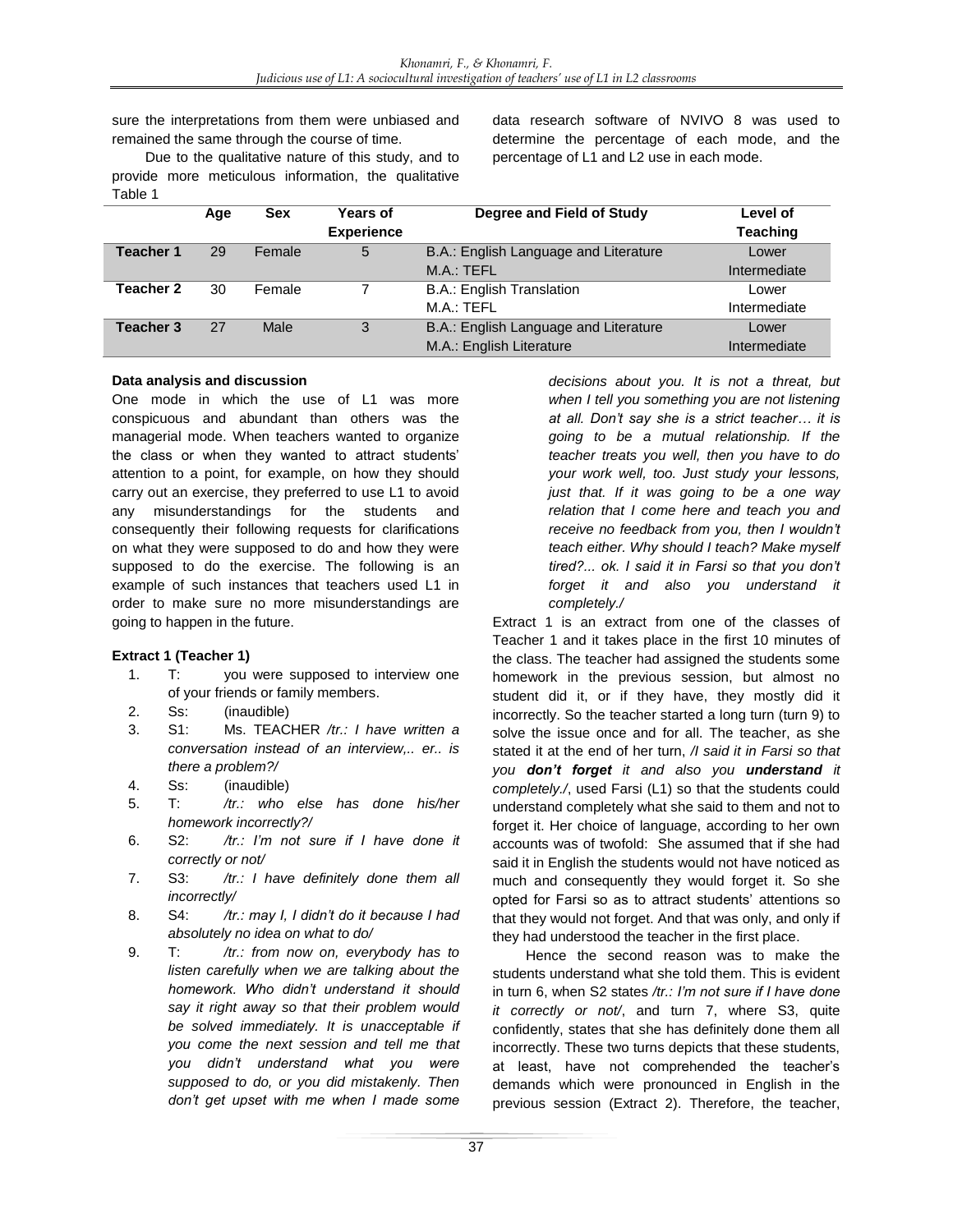sure the interpretations from them were unbiased and remained the same through the course of time.

Due to the qualitative nature of this study, and to provide more meticulous information, the qualitative data research software of NVIVO 8 was used to determine the percentage of each mode, and the percentage of L1 and L2 use in each mode.

Table 1

| | Age | Sex | Years of Experience | Degree and Field of Study | Level of Teaching |
|---|---|---|---|---|---|
| **Teacher 1** | 29 | Female | 5 | B.A.: English Language and Literature<br>M.A.: TEFL | Lower Intermediate |
| **Teacher 2** | 30 | Female | 7 | B.A.: English Translation<br>M.A.: TEFL | Lower Intermediate |
| **Teacher 3** | 27 | Male | 3 | B.A.: English Language and Literature<br>M.A.: English Literature | Lower Intermediate |

### Data analysis and discussion

One mode in which the use of L1 was more conspicuous and abundant than others was the managerial mode. When teachers wanted to organize the class or when they wanted to attract students' attention to a point, for example, on how they should carry out an exercise, they preferred to use L1 to avoid any misunderstandings for the students and consequently their following requests for clarifications on what they were supposed to do and how they were supposed to do the exercise. The following is an example of such instances that teachers used L1 in order to make sure no more misunderstandings are going to happen in the future.

#### Extract 1 (Teacher 1)

1. T: you were supposed to interview one of your friends or family members.
2. Ss: (inaudible)
3. S1: Ms. TEACHER */tr.: I have written a conversation instead of an interview,.. er.. is there a problem?/*
4. Ss: (inaudible)
5. T: */tr.: who else has done his/her homework incorrectly?/*
6. S2: */tr.: I'm not sure if I have done it correctly or not/*
7. S3: */tr.: I have definitely done them all incorrectly/*
8. S4: */tr.: may I, I didn't do it because I had absolutely no idea on what to do/*
9. T: */tr.: from now on, everybody has to listen carefully when we are talking about the homework. Who didn't understand it should say it right away so that their problem would be solved immediately. It is unacceptable if you come the next session and tell me that you didn't understand what you were supposed to do, or you did mistakenly. Then don't get upset with me when I made some decisions about you. It is not a threat, but when I tell you something you are not listening at all. Don't say she is a strict teacher… it is going to be a mutual relationship. If the teacher treats you well, then you have to do your work well, too. Just study your lessons, just that. If it was going to be a one way relation that I come here and teach you and receive no feedback from you, then I wouldn't teach either. Why should I teach? Make myself tired?... ok. I said it in Farsi so that you don't forget it and also you understand it completely./*

Extract 1 is an extract from one of the classes of Teacher 1 and it takes place in the first 10 minutes of the class. The teacher had assigned the students some homework in the previous session, but almost no student did it, or if they have, they mostly did it incorrectly. So the teacher started a long turn (turn 9) to solve the issue once and for all. The teacher, as she stated it at the end of her turn, */I said it in Farsi so that you **don't forget** it and also you **understand** it completely./*, used Farsi (L1) so that the students could understand completely what she said to them and not to forget it. Her choice of language, according to her own accounts was of twofold: She assumed that if she had said it in English the students would not have noticed as much and consequently they would forget it. So she opted for Farsi so as to attract students' attentions so that they would not forget. And that was only, and only if they had understood the teacher in the first place.

Hence the second reason was to make the students understand what she told them. This is evident in turn 6, when S2 states */tr.: I'm not sure if I have done it correctly or not/*, and turn 7, where S3, quite confidently, states that she has definitely done them all incorrectly. These two turns depicts that these students, at least, have not comprehended the teacher's demands which were pronounced in English in the previous session (Extract 2). Therefore, the teacher,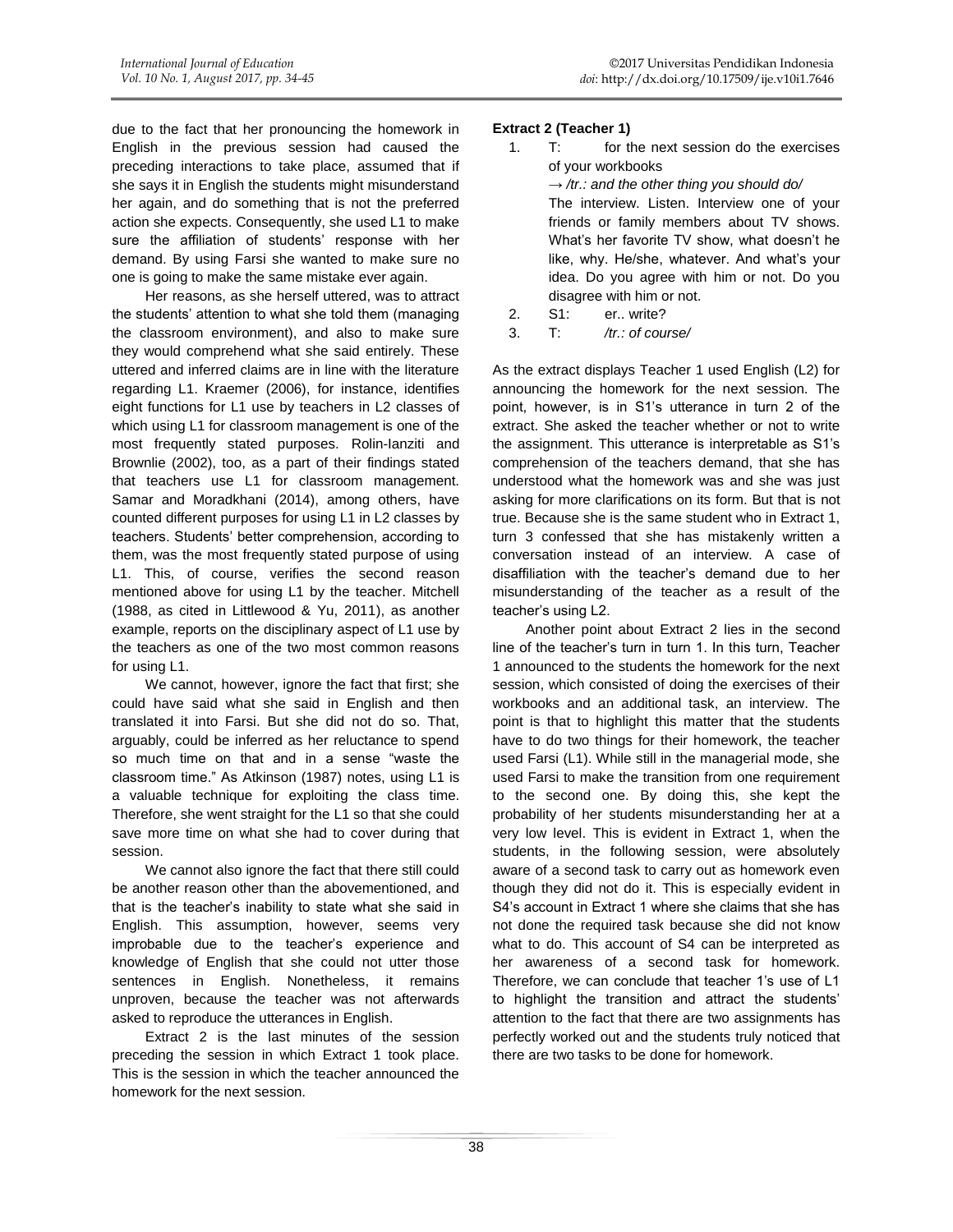due to the fact that her pronouncing the homework in English in the previous session had caused the preceding interactions to take place, assumed that if she says it in English the students might misunderstand her again, and do something that is not the preferred action she expects. Consequently, she used L1 to make sure the affiliation of students' response with her demand. By using Farsi she wanted to make sure no one is going to make the same mistake ever again.

Her reasons, as she herself uttered, was to attract the students' attention to what she told them (managing the classroom environment), and also to make sure they would comprehend what she said entirely. These uttered and inferred claims are in line with the literature regarding L1. Kraemer (2006), for instance, identifies eight functions for L1 use by teachers in L2 classes of which using L1 for classroom management is one of the most frequently stated purposes. Rolin-Ianziti and Brownlie (2002), too, as a part of their findings stated that teachers use L1 for classroom management. Samar and Moradkhani (2014), among others, have counted different purposes for using L1 in L2 classes by teachers. Students' better comprehension, according to them, was the most frequently stated purpose of using L1. This, of course, verifies the second reason mentioned above for using L1 by the teacher. Mitchell (1988, as cited in Littlewood & Yu, 2011), as another example, reports on the disciplinary aspect of L1 use by the teachers as one of the two most common reasons for using L1.

We cannot, however, ignore the fact that first; she could have said what she said in English and then translated it into Farsi. But she did not do so. That, arguably, could be inferred as her reluctance to spend so much time on that and in a sense "waste the classroom time." As Atkinson (1987) notes, using L1 is a valuable technique for exploiting the class time. Therefore, she went straight for the L1 so that she could save more time on what she had to cover during that session.

We cannot also ignore the fact that there still could be another reason other than the abovementioned, and that is the teacher's inability to state what she said in English. This assumption, however, seems very improbable due to the teacher's experience and knowledge of English that she could not utter those sentences in English. Nonetheless, it remains unproven, because the teacher was not afterwards asked to reproduce the utterances in English.

Extract 2 is the last minutes of the session preceding the session in which Extract 1 took place. This is the session in which the teacher announced the homework for the next session.

**Extract 2 (Teacher 1)**

1. T: for the next session do the exercises of your workbooks
   → */tr.: and the other thing you should do/*
   The interview. Listen. Interview one of your friends or family members about TV shows. What's her favorite TV show, what doesn't he like, why. He/she, whatever. And what's your idea. Do you agree with him or not. Do you disagree with him or not.
2. S1: er.. write?
3. T: */tr.: of course/*

As the extract displays Teacher 1 used English (L2) for announcing the homework for the next session. The point, however, is in S1's utterance in turn 2 of the extract. She asked the teacher whether or not to write the assignment. This utterance is interpretable as S1's comprehension of the teachers demand, that she has understood what the homework was and she was just asking for more clarifications on its form. But that is not true. Because she is the same student who in Extract 1, turn 3 confessed that she has mistakenly written a conversation instead of an interview. A case of disaffiliation with the teacher's demand due to her misunderstanding of the teacher as a result of the teacher's using L2.

Another point about Extract 2 lies in the second line of the teacher's turn in turn 1. In this turn, Teacher 1 announced to the students the homework for the next session, which consisted of doing the exercises of their workbooks and an additional task, an interview. The point is that to highlight this matter that the students have to do two things for their homework, the teacher used Farsi (L1). While still in the managerial mode, she used Farsi to make the transition from one requirement to the second one. By doing this, she kept the probability of her students misunderstanding her at a very low level. This is evident in Extract 1, when the students, in the following session, were absolutely aware of a second task to carry out as homework even though they did not do it. This is especially evident in S4's account in Extract 1 where she claims that she has not done the required task because she did not know what to do. This account of S4 can be interpreted as her awareness of a second task for homework. Therefore, we can conclude that teacher 1's use of L1 to highlight the transition and attract the students' attention to the fact that there are two assignments has perfectly worked out and the students truly noticed that there are two tasks to be done for homework.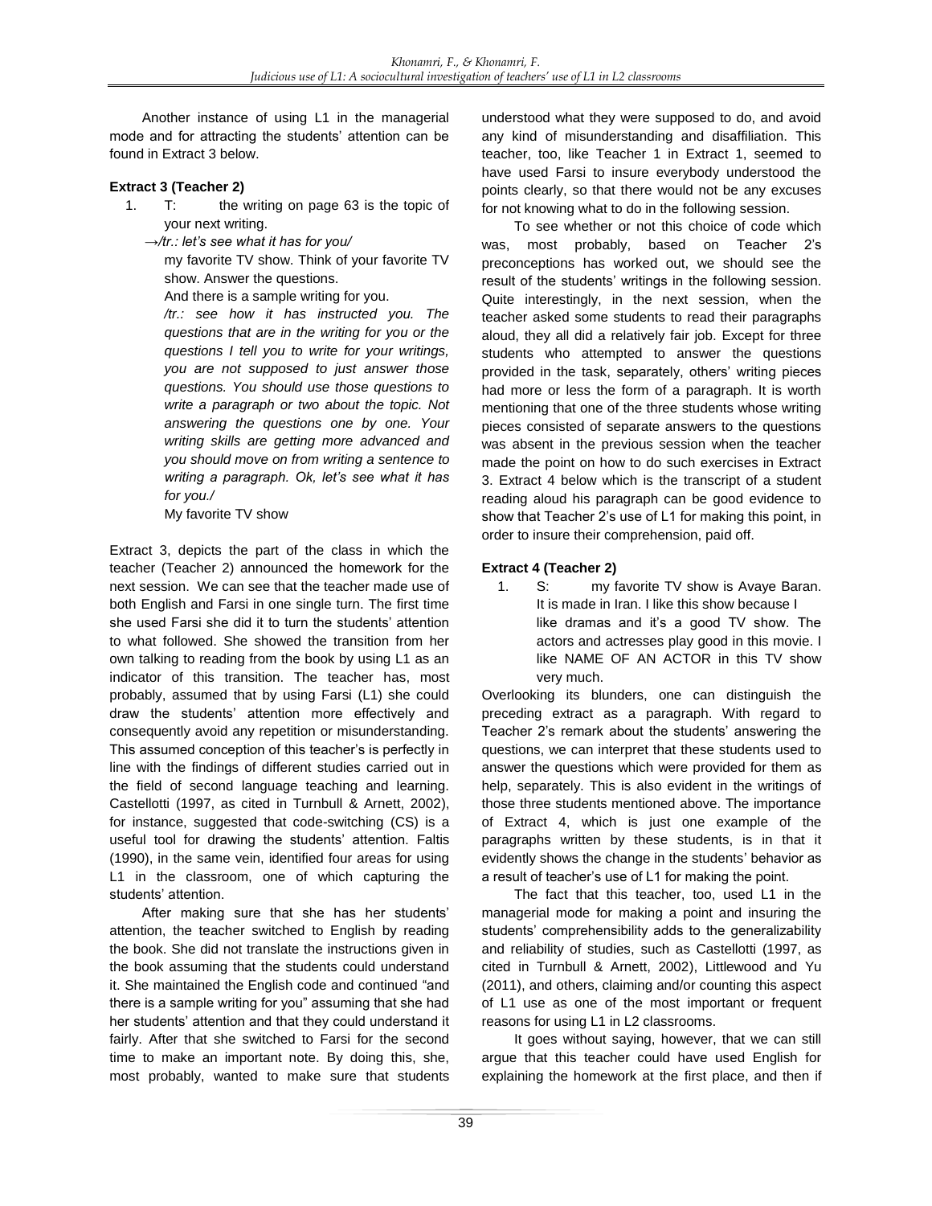Another instance of using L1 in the managerial mode and for attracting the students' attention can be found in Extract 3 below.

**Extract 3 (Teacher 2)**

1. T: the writing on page 63 is the topic of your next writing.

   →*/tr.: let's see what it has for you/*

   my favorite TV show. Think of your favorite TV show. Answer the questions.

   And there is a sample writing for you.

   */tr.: see how it has instructed you. The questions that are in the writing for you or the questions I tell you to write for your writings, you are not supposed to just answer those questions. You should use those questions to write a paragraph or two about the topic. Not answering the questions one by one. Your writing skills are getting more advanced and you should move on from writing a sentence to writing a paragraph. Ok, let's see what it has for you./*

   My favorite TV show

Extract 3, depicts the part of the class in which the teacher (Teacher 2) announced the homework for the next session. We can see that the teacher made use of both English and Farsi in one single turn. The first time she used Farsi she did it to turn the students' attention to what followed. She showed the transition from her own talking to reading from the book by using L1 as an indicator of this transition. The teacher has, most probably, assumed that by using Farsi (L1) she could draw the students' attention more effectively and consequently avoid any repetition or misunderstanding. This assumed conception of this teacher's is perfectly in line with the findings of different studies carried out in the field of second language teaching and learning. Castellotti (1997, as cited in Turnbull & Arnett, 2002), for instance, suggested that code-switching (CS) is a useful tool for drawing the students' attention. Faltis (1990), in the same vein, identified four areas for using L1 in the classroom, one of which capturing the students' attention.

After making sure that she has her students' attention, the teacher switched to English by reading the book. She did not translate the instructions given in the book assuming that the students could understand it. She maintained the English code and continued "and there is a sample writing for you" assuming that she had her students' attention and that they could understand it fairly. After that she switched to Farsi for the second time to make an important note. By doing this, she, most probably, wanted to make sure that students understood what they were supposed to do, and avoid any kind of misunderstanding and disaffiliation. This teacher, too, like Teacher 1 in Extract 1, seemed to have used Farsi to insure everybody understood the points clearly, so that there would not be any excuses for not knowing what to do in the following session.

To see whether or not this choice of code which was, most probably, based on Teacher 2's preconceptions has worked out, we should see the result of the students' writings in the following session. Quite interestingly, in the next session, when the teacher asked some students to read their paragraphs aloud, they all did a relatively fair job. Except for three students who attempted to answer the questions provided in the task, separately, others' writing pieces had more or less the form of a paragraph. It is worth mentioning that one of the three students whose writing pieces consisted of separate answers to the questions was absent in the previous session when the teacher made the point on how to do such exercises in Extract 3. Extract 4 below which is the transcript of a student reading aloud his paragraph can be good evidence to show that Teacher 2's use of L1 for making this point, in order to insure their comprehension, paid off.

**Extract 4 (Teacher 2)**

1. S: my favorite TV show is Avaye Baran. It is made in Iran. I like this show because I like dramas and it's a good TV show. The actors and actresses play good in this movie. I like NAME OF AN ACTOR in this TV show very much.

Overlooking its blunders, one can distinguish the preceding extract as a paragraph. With regard to Teacher 2's remark about the students' answering the questions, we can interpret that these students used to answer the questions which were provided for them as help, separately. This is also evident in the writings of those three students mentioned above. The importance of Extract 4, which is just one example of the paragraphs written by these students, is in that it evidently shows the change in the students' behavior as a result of teacher's use of L1 for making the point.

The fact that this teacher, too, used L1 in the managerial mode for making a point and insuring the students' comprehensibility adds to the generalizability and reliability of studies, such as Castellotti (1997, as cited in Turnbull & Arnett, 2002), Littlewood and Yu (2011), and others, claiming and/or counting this aspect of L1 use as one of the most important or frequent reasons for using L1 in L2 classrooms.

It goes without saying, however, that we can still argue that this teacher could have used English for explaining the homework at the first place, and then if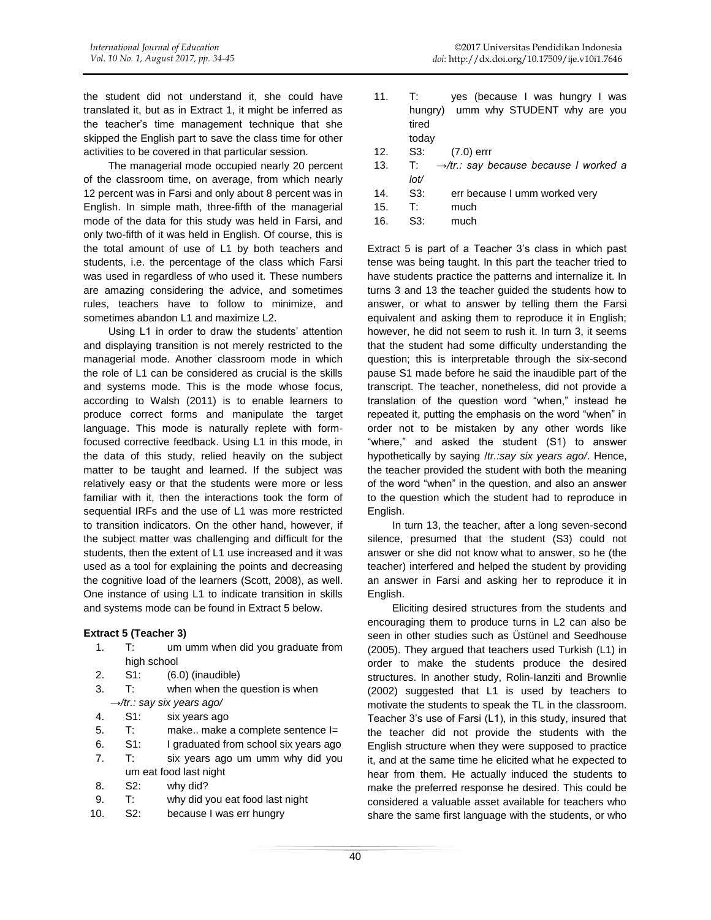the student did not understand it, she could have translated it, but as in Extract 1, it might be inferred as the teacher's time management technique that she skipped the English part to save the class time for other activities to be covered in that particular session.

The managerial mode occupied nearly 20 percent of the classroom time, on average, from which nearly 12 percent was in Farsi and only about 8 percent was in English. In simple math, three-fifth of the managerial mode of the data for this study was held in Farsi, and only two-fifth of it was held in English. Of course, this is the total amount of use of L1 by both teachers and students, i.e. the percentage of the class which Farsi was used in regardless of who used it. These numbers are amazing considering the advice, and sometimes rules, teachers have to follow to minimize, and sometimes abandon L1 and maximize L2.

Using L1 in order to draw the students' attention and displaying transition is not merely restricted to the managerial mode. Another classroom mode in which the role of L1 can be considered as crucial is the skills and systems mode. This is the mode whose focus, according to Walsh (2011) is to enable learners to produce correct forms and manipulate the target language. This mode is naturally replete with form-focused corrective feedback. Using L1 in this mode, in the data of this study, relied heavily on the subject matter to be taught and learned. If the subject was relatively easy or that the students were more or less familiar with it, then the interactions took the form of sequential IRFs and the use of L1 was more restricted to transition indicators. On the other hand, however, if the subject matter was challenging and difficult for the students, then the extent of L1 use increased and it was used as a tool for explaining the points and decreasing the cognitive load of the learners (Scott, 2008), as well. One instance of using L1 to indicate transition in skills and systems mode can be found in Extract 5 below.

**Extract 5 (Teacher 3)**

1. T: um umm when did you graduate from high school
2. S1: (6.0) (inaudible)
3. T: when when the question is when →*/tr.: say six years ago/*
4. S1: six years ago
5. T: make.. make a complete sentence I=
6. S1: I graduated from school six years ago
7. T: six years ago um umm why did you um eat food last night
8. S2: why did?
9. T: why did you eat food last night
10. S2: because I was err hungry
11. T: yes (because I was hungry I was hungry) umm why STUDENT why are you tired today
12. S3: (7.0) errr
13. T: →*/tr.: say because because I worked a lot/*
14. S3: err because I umm worked very
15. T: much
16. S3: much

Extract 5 is part of a Teacher 3's class in which past tense was being taught. In this part the teacher tried to have students practice the patterns and internalize it. In turns 3 and 13 the teacher guided the students how to answer, or what to answer by telling them the Farsi equivalent and asking them to reproduce it in English; however, he did not seem to rush it. In turn 3, it seems that the student had some difficulty understanding the question; this is interpretable through the six-second pause S1 made before he said the inaudible part of the transcript. The teacher, nonetheless, did not provide a translation of the question word "when," instead he repeated it, putting the emphasis on the word "when" in order not to be mistaken by any other words like "where," and asked the student (S1) to answer hypothetically by saying */tr.:say six years ago/*. Hence, the teacher provided the student with both the meaning of the word "when" in the question, and also an answer to the question which the student had to reproduce in English.

In turn 13, the teacher, after a long seven-second silence, presumed that the student (S3) could not answer or she did not know what to answer, so he (the teacher) interfered and helped the student by providing an answer in Farsi and asking her to reproduce it in English.

Eliciting desired structures from the students and encouraging them to produce turns in L2 can also be seen in other studies such as Üstünel and Seedhouse (2005). They argued that teachers used Turkish (L1) in order to make the students produce the desired structures. In another study, Rolin-Ianziti and Brownlie (2002) suggested that L1 is used by teachers to motivate the students to speak the TL in the classroom. Teacher 3's use of Farsi (L1), in this study, insured that the teacher did not provide the students with the English structure when they were supposed to practice it, and at the same time he elicited what he expected to hear from them. He actually induced the students to make the preferred response he desired. This could be considered a valuable asset available for teachers who share the same first language with the students, or who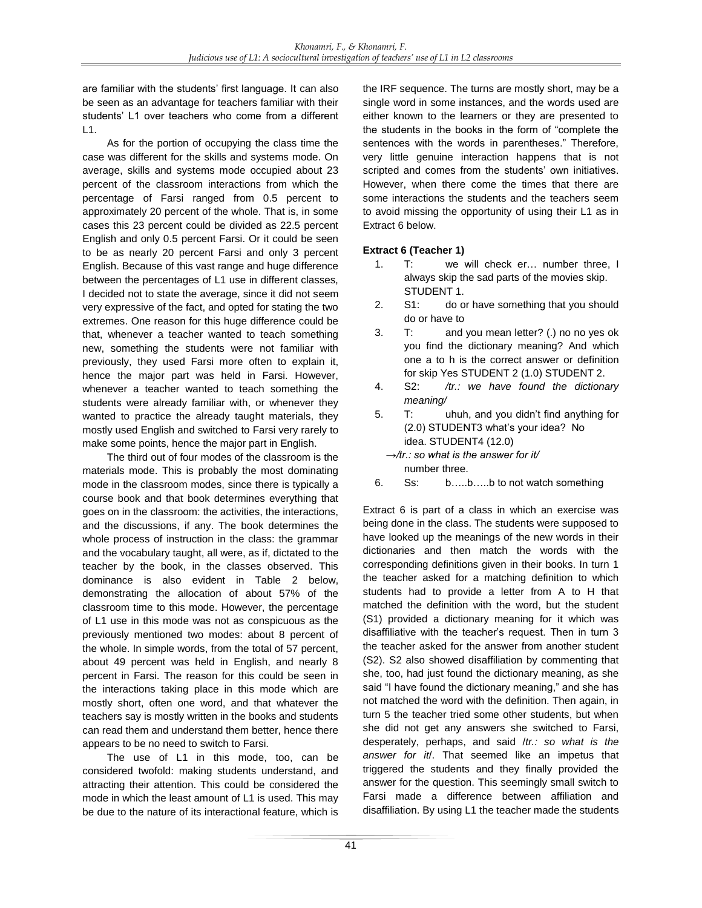are familiar with the students' first language. It can also be seen as an advantage for teachers familiar with their students' L1 over teachers who come from a different L1.

As for the portion of occupying the class time the case was different for the skills and systems mode. On average, skills and systems mode occupied about 23 percent of the classroom interactions from which the percentage of Farsi ranged from 0.5 percent to approximately 20 percent of the whole. That is, in some cases this 23 percent could be divided as 22.5 percent English and only 0.5 percent Farsi. Or it could be seen to be as nearly 20 percent Farsi and only 3 percent English. Because of this vast range and huge difference between the percentages of L1 use in different classes, I decided not to state the average, since it did not seem very expressive of the fact, and opted for stating the two extremes. One reason for this huge difference could be that, whenever a teacher wanted to teach something new, something the students were not familiar with previously, they used Farsi more often to explain it, hence the major part was held in Farsi. However, whenever a teacher wanted to teach something the students were already familiar with, or whenever they wanted to practice the already taught materials, they mostly used English and switched to Farsi very rarely to make some points, hence the major part in English.

The third out of four modes of the classroom is the materials mode. This is probably the most dominating mode in the classroom modes, since there is typically a course book and that book determines everything that goes on in the classroom: the activities, the interactions, and the discussions, if any. The book determines the whole process of instruction in the class: the grammar and the vocabulary taught, all were, as if, dictated to the teacher by the book, in the classes observed. This dominance is also evident in Table 2 below, demonstrating the allocation of about 57% of the classroom time to this mode. However, the percentage of L1 use in this mode was not as conspicuous as the previously mentioned two modes: about 8 percent of the whole. In simple words, from the total of 57 percent, about 49 percent was held in English, and nearly 8 percent in Farsi. The reason for this could be seen in the interactions taking place in this mode which are mostly short, often one word, and that whatever the teachers say is mostly written in the books and students can read them and understand them better, hence there appears to be no need to switch to Farsi.

The use of L1 in this mode, too, can be considered twofold: making students understand, and attracting their attention. This could be considered the mode in which the least amount of L1 is used. This may be due to the nature of its interactional feature, which is the IRF sequence. The turns are mostly short, may be a single word in some instances, and the words used are either known to the learners or they are presented to the students in the books in the form of "complete the sentences with the words in parentheses." Therefore, very little genuine interaction happens that is not scripted and comes from the students' own initiatives. However, when there come the times that there are some interactions the students and the teachers seem to avoid missing the opportunity of using their L1 as in Extract 6 below.

**Extract 6 (Teacher 1)**

1. T: we will check er… number three, I always skip the sad parts of the movies skip. STUDENT 1.
2. S1: do or have something that you should do or have to
3. T: and you mean letter? (.) no no yes ok you find the dictionary meaning? And which one a to h is the correct answer or definition for skip Yes STUDENT 2 (1.0) STUDENT 2.
4. S2: */tr.: we have found the dictionary meaning/*
5. T: uhuh, and you didn't find anything for (2.0) STUDENT3 what's your idea? No idea. STUDENT4 (12.0)
   →*/tr.: so what is the answer for it/*
   number three.
6. Ss: b…..b…..b to not watch something

Extract 6 is part of a class in which an exercise was being done in the class. The students were supposed to have looked up the meanings of the new words in their dictionaries and then match the words with the corresponding definitions given in their books. In turn 1 the teacher asked for a matching definition to which students had to provide a letter from A to H that matched the definition with the word, but the student (S1) provided a dictionary meaning for it which was disaffiliative with the teacher's request. Then in turn 3 the teacher asked for the answer from another student (S2). S2 also showed disaffiliation by commenting that she, too, had just found the dictionary meaning, as she said "I have found the dictionary meaning," and she has not matched the word with the definition. Then again, in turn 5 the teacher tried some other students, but when she did not get any answers she switched to Farsi, desperately, perhaps, and said */tr.: so what is the answer for it/*. That seemed like an impetus that triggered the students and they finally provided the answer for the question. This seemingly small switch to Farsi made a difference between affiliation and disaffiliation. By using L1 the teacher made the students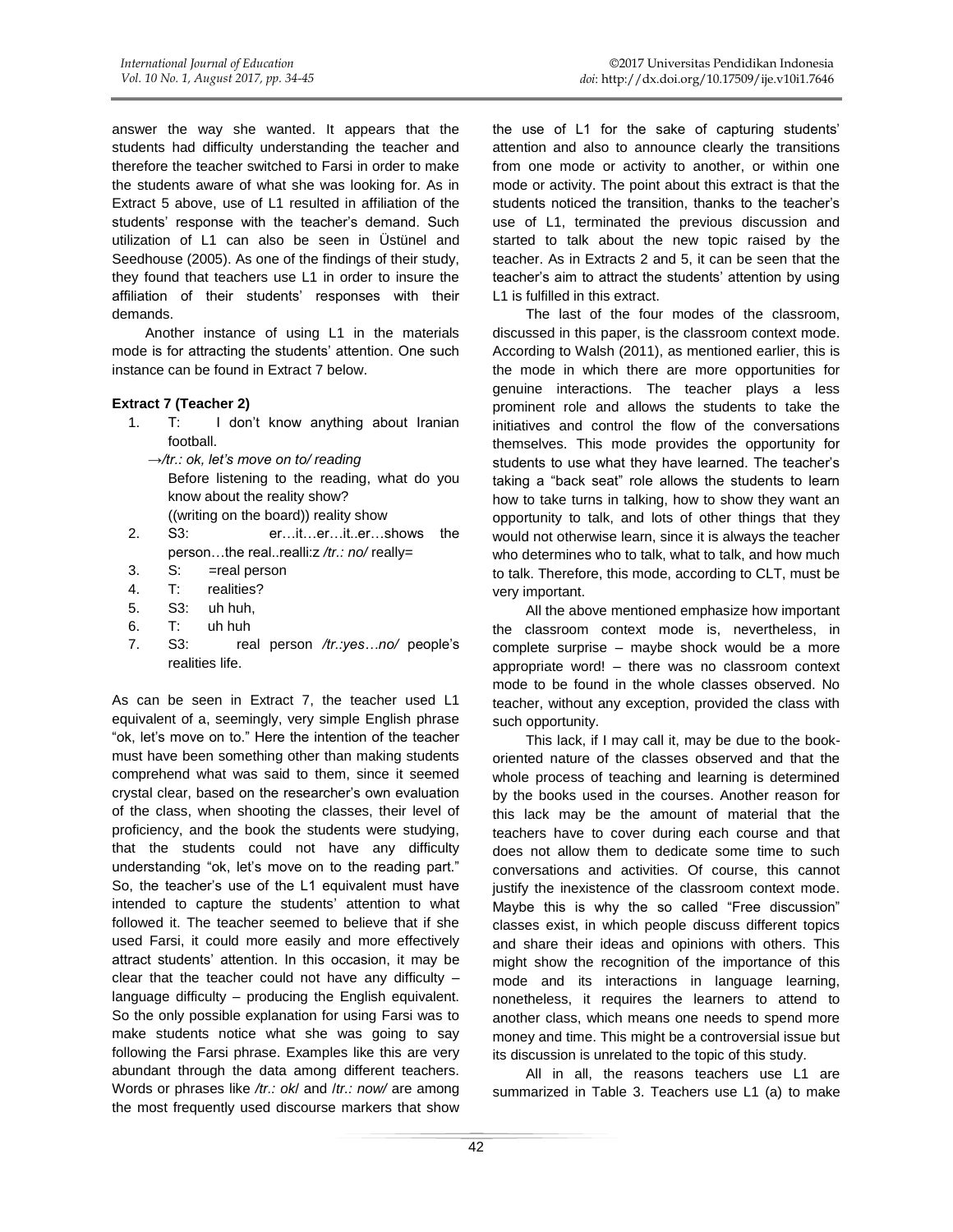answer the way she wanted. It appears that the students had difficulty understanding the teacher and therefore the teacher switched to Farsi in order to make the students aware of what she was looking for. As in Extract 5 above, use of L1 resulted in affiliation of the students' response with the teacher's demand. Such utilization of L1 can also be seen in Üstünel and Seedhouse (2005). As one of the findings of their study, they found that teachers use L1 in order to insure the affiliation of their students' responses with their demands.

Another instance of using L1 in the materials mode is for attracting the students' attention. One such instance can be found in Extract 7 below.

**Extract 7 (Teacher 2)**

1. T: I don't know anything about Iranian football.
   →*/tr.: ok, let's move on to/ reading*
   Before listening to the reading, what do you know about the reality show?
   ((writing on the board)) reality show
2. S3: er…it…er…it..er…shows the person…the real..realli:z */tr.: no/* really=
3. S: =real person
4. T: realities?
5. S3: uh huh,
6. T: uh huh
7. S3: real person */tr.:yes…no/* people's realities life.

As can be seen in Extract 7, the teacher used L1 equivalent of a, seemingly, very simple English phrase "ok, let's move on to." Here the intention of the teacher must have been something other than making students comprehend what was said to them, since it seemed crystal clear, based on the researcher's own evaluation of the class, when shooting the classes, their level of proficiency, and the book the students were studying, that the students could not have any difficulty understanding "ok, let's move on to the reading part." So, the teacher's use of the L1 equivalent must have intended to capture the students' attention to what followed it. The teacher seemed to believe that if she used Farsi, it could more easily and more effectively attract students' attention. In this occasion, it may be clear that the teacher could not have any difficulty – language difficulty – producing the English equivalent. So the only possible explanation for using Farsi was to make students notice what she was going to say following the Farsi phrase. Examples like this are very abundant through the data among different teachers. Words or phrases like */tr.: ok/* and */tr.: now/* are among the most frequently used discourse markers that show the use of L1 for the sake of capturing students' attention and also to announce clearly the transitions from one mode or activity to another, or within one mode or activity. The point about this extract is that the students noticed the transition, thanks to the teacher's use of L1, terminated the previous discussion and started to talk about the new topic raised by the teacher. As in Extracts 2 and 5, it can be seen that the teacher's aim to attract the students' attention by using L1 is fulfilled in this extract.

The last of the four modes of the classroom, discussed in this paper, is the classroom context mode. According to Walsh (2011), as mentioned earlier, this is the mode in which there are more opportunities for genuine interactions. The teacher plays a less prominent role and allows the students to take the initiatives and control the flow of the conversations themselves. This mode provides the opportunity for students to use what they have learned. The teacher's taking a "back seat" role allows the students to learn how to take turns in talking, how to show they want an opportunity to talk, and lots of other things that they would not otherwise learn, since it is always the teacher who determines who to talk, what to talk, and how much to talk. Therefore, this mode, according to CLT, must be very important.

All the above mentioned emphasize how important the classroom context mode is, nevertheless, in complete surprise – maybe shock would be a more appropriate word! – there was no classroom context mode to be found in the whole classes observed. No teacher, without any exception, provided the class with such opportunity.

This lack, if I may call it, may be due to the book-oriented nature of the classes observed and that the whole process of teaching and learning is determined by the books used in the courses. Another reason for this lack may be the amount of material that the teachers have to cover during each course and that does not allow them to dedicate some time to such conversations and activities. Of course, this cannot justify the inexistence of the classroom context mode. Maybe this is why the so called "Free discussion" classes exist, in which people discuss different topics and share their ideas and opinions with others. This might show the recognition of the importance of this mode and its interactions in language learning, nonetheless, it requires the learners to attend to another class, which means one needs to spend more money and time. This might be a controversial issue but its discussion is unrelated to the topic of this study.

All in all, the reasons teachers use L1 are summarized in Table 3. Teachers use L1 (a) to make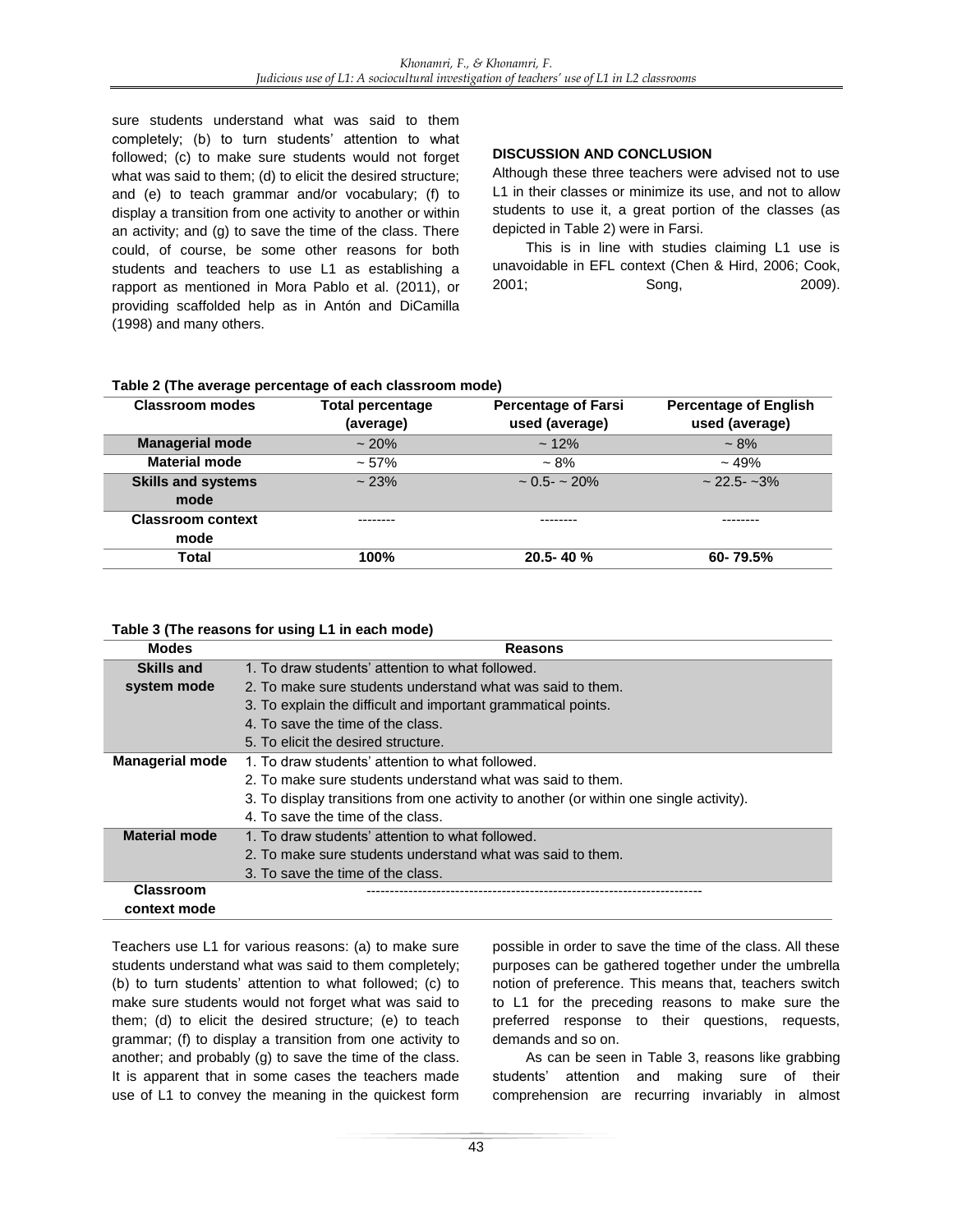sure students understand what was said to them completely; (b) to turn students' attention to what followed; (c) to make sure students would not forget what was said to them; (d) to elicit the desired structure; and (e) to teach grammar and/or vocabulary; (f) to display a transition from one activity to another or within an activity; and (g) to save the time of the class. There could, of course, be some other reasons for both students and teachers to use L1 as establishing a rapport as mentioned in Mora Pablo et al. (2011), or providing scaffolded help as in Antón and DiCamilla (1998) and many others.

## DISCUSSION AND CONCLUSION

Although these three teachers were advised not to use L1 in their classes or minimize its use, and not to allow students to use it, a great portion of the classes (as depicted in Table 2) were in Farsi.

This is in line with studies claiming L1 use is unavoidable in EFL context (Chen & Hird, 2006; Cook, 2001; Song, 2009).

**Table 2 (The average percentage of each classroom mode)**

| Classroom modes | Total percentage (average) | Percentage of Farsi used (average) | Percentage of English used (average) |
|---|---|---|---|
| **Managerial mode** | ~ 20% | ~ 12% | ~ 8% |
| **Material mode** | ~ 57% | ~ 8% | ~ 49% |
| **Skills and systems mode** | ~ 23% | ~ 0.5- ~ 20% | ~ 22.5- ~3% |
| **Classroom context mode** | -------- | -------- | -------- |
| **Total** | **100%** | **20.5- 40 %** | **60- 79.5%** |

**Table 3 (The reasons for using L1 in each mode)**

| Modes | Reasons |
|---|---|
| **Skills and system mode** | 1. To draw students' attention to what followed.<br>2. To make sure students understand what was said to them.<br>3. To explain the difficult and important grammatical points.<br>4. To save the time of the class.<br>5. To elicit the desired structure. |
| **Managerial mode** | 1. To draw students' attention to what followed.<br>2. To make sure students understand what was said to them.<br>3. To display transitions from one activity to another (or within one single activity).<br>4. To save the time of the class. |
| **Material mode** | 1. To draw students' attention to what followed.<br>2. To make sure students understand what was said to them.<br>3. To save the time of the class. |
| **Classroom context mode** | ------------------------------------------------------------------------ |

Teachers use L1 for various reasons: (a) to make sure students understand what was said to them completely; (b) to turn students' attention to what followed; (c) to make sure students would not forget what was said to them; (d) to elicit the desired structure; (e) to teach grammar; (f) to display a transition from one activity to another; and probably (g) to save the time of the class. It is apparent that in some cases the teachers made use of L1 to convey the meaning in the quickest form possible in order to save the time of the class. All these purposes can be gathered together under the umbrella notion of preference. This means that, teachers switch to L1 for the preceding reasons to make sure the preferred response to their questions, requests, demands and so on.

As can be seen in Table 3, reasons like grabbing students' attention and making sure of their comprehension are recurring invariably in almost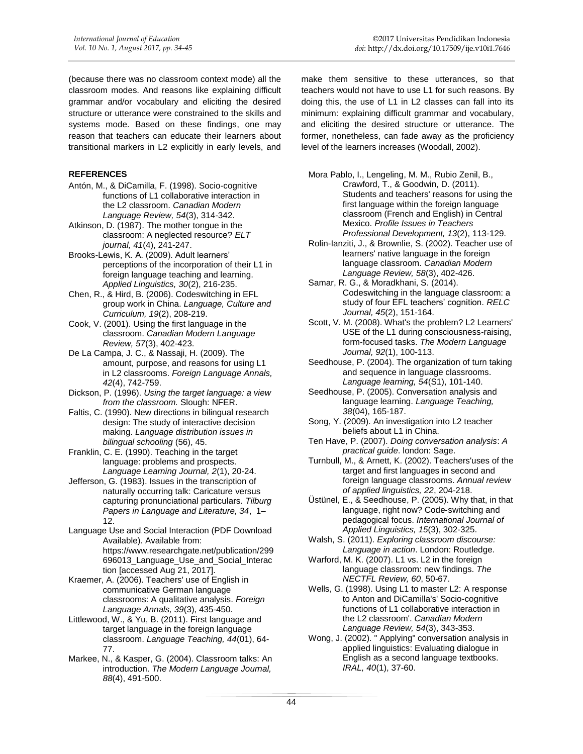(because there was no classroom context mode) all the classroom modes. And reasons like explaining difficult grammar and/or vocabulary and eliciting the desired structure or utterance were constrained to the skills and systems mode. Based on these findings, one may reason that teachers can educate their learners about transitional markers in L2 explicitly in early levels, and make them sensitive to these utterances, so that teachers would not have to use L1 for such reasons. By doing this, the use of L1 in L2 classes can fall into its minimum: explaining difficult grammar and vocabulary, and eliciting the desired structure or utterance. The former, nonetheless, can fade away as the proficiency level of the learners increases (Woodall, 2002).

## REFERENCES

Antón, M., & DiCamilla, F. (1998). Socio-cognitive functions of L1 collaborative interaction in the L2 classroom. *Canadian Modern Language Review, 54*(3), 314-342.

Atkinson, D. (1987). The mother tongue in the classroom: A neglected resource? *ELT journal, 41*(4), 241-247.

Brooks-Lewis, K. A. (2009). Adult learners' perceptions of the incorporation of their L1 in foreign language teaching and learning. *Applied Linguistics, 30*(2), 216-235.

Chen, R., & Hird, B. (2006). Codeswitching in EFL group work in China. *Language, Culture and Curriculum, 19*(2), 208-219.

Cook, V. (2001). Using the first language in the classroom. *Canadian Modern Language Review, 57*(3), 402-423.

De La Campa, J. C., & Nassaji, H. (2009). The amount, purpose, and reasons for using L1 in L2 classrooms. *Foreign Language Annals, 42*(4), 742-759.

Dickson, P. (1996). *Using the target language: a view from the classroom.* Slough: NFER.

Faltis, C. (1990). New directions in bilingual research design: The study of interactive decision making. *Language distribution issues in bilingual schooling* (56), 45.

Franklin, C. E. (1990). Teaching in the target language: problems and prospects. *Language Learning Journal, 2*(1), 20-24.

Jefferson, G. (1983). Issues in the transcription of naturally occurring talk: Caricature versus capturing pronunciational particulars. *Tilburg Papers in Language and Literature, 34*, 1–12.

Language Use and Social Interaction (PDF Download Available). Available from: https://www.researchgate.net/publication/299696013_Language_Use_and_Social_Interaction [accessed Aug 21, 2017].

Kraemer, A. (2006). Teachers' use of English in communicative German language classrooms: A qualitative analysis. *Foreign Language Annals, 39*(3), 435-450.

Littlewood, W., & Yu, B. (2011). First language and target language in the foreign language classroom. *Language Teaching, 44*(01), 64-77.

Markee, N., & Kasper, G. (2004). Classroom talks: An introduction. *The Modern Language Journal, 88*(4), 491-500.

Mora Pablo, I., Lengeling, M. M., Rubio Zenil, B., Crawford, T., & Goodwin, D. (2011). Students and teachers' reasons for using the first language within the foreign language classroom (French and English) in Central Mexico. *Profile Issues in Teachers Professional Development, 13*(2), 113-129.

Rolin-Ianziti, J., & Brownlie, S. (2002). Teacher use of learners' native language in the foreign language classroom. *Canadian Modern Language Review, 58*(3), 402-426.

Samar, R. G., & Moradkhani, S. (2014). Codeswitching in the language classroom: a study of four EFL teachers' cognition. *RELC Journal, 45*(2), 151-164.

Scott, V. M. (2008). What's the problem? L2 Learners' USE of the L1 during consciousness-raising, form-focused tasks. *The Modern Language Journal, 92*(1), 100-113.

Seedhouse, P. (2004). The organization of turn taking and sequence in language classrooms. *Language learning, 54*(S1), 101-140.

Seedhouse, P. (2005). Conversation analysis and language learning. *Language Teaching, 38*(04), 165-187.

Song, Y. (2009). An investigation into L2 teacher beliefs about L1 in China.

Ten Have, P. (2007). *Doing conversation analysis*: *A practical guide*. london: Sage.

Turnbull, M., & Arnett, K. (2002). Teachers'uses of the target and first languages in second and foreign language classrooms. *Annual review of applied linguistics, 22*, 204-218.

Üstünel, E., & Seedhouse, P. (2005). Why that, in that language, right now? Code-switching and pedagogical focus. *International Journal of Applied Linguistics, 15*(3), 302-325.

Walsh, S. (2011). *Exploring classroom discourse: Language in action*. London: Routledge.

Warford, M. K. (2007). L1 vs. L2 in the foreign language classroom: new findings. *The NECTFL Review, 60*, 50-67.

Wells, G. (1998). Using L1 to master L2: A response to Anton and DiCamilla's' Socio-cognitive functions of L1 collaborative interaction in the L2 classroom'. *Canadian Modern Language Review, 54*(3), 343-353.

Wong, J. (2002). " Applying" conversation analysis in applied linguistics: Evaluating dialogue in English as a second language textbooks. *IRAL, 40*(1), 37-60.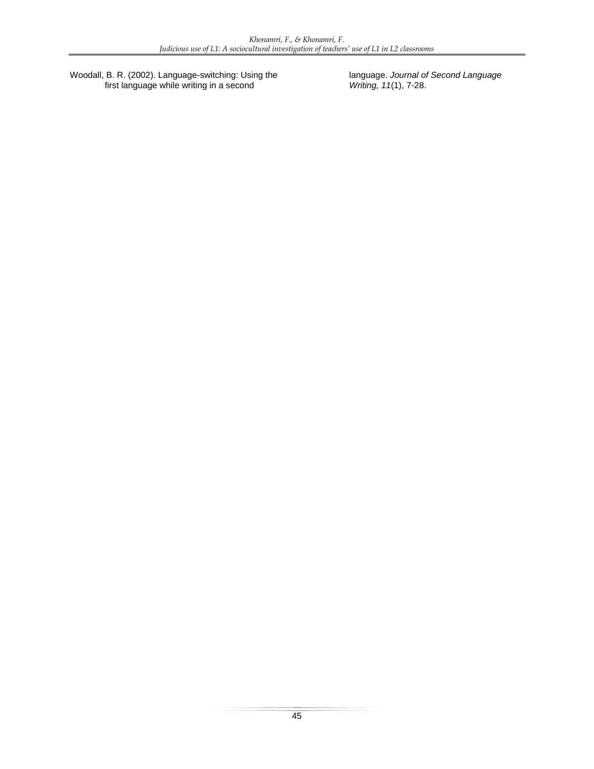Woodall, B. R. (2002). Language-switching: Using the first language while writing in a second language. *Journal of Second Language Writing, 11*(1), 7-28.